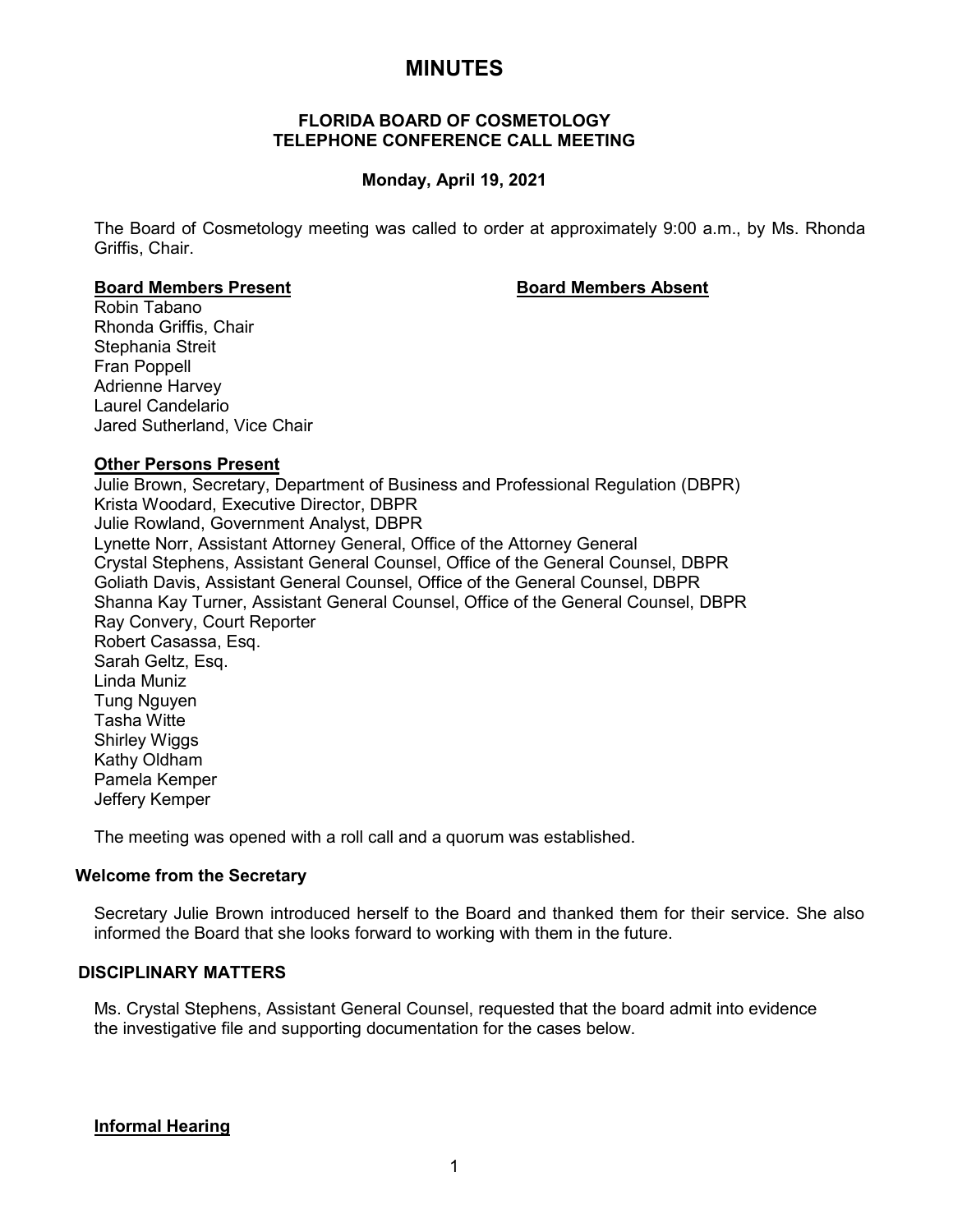# MINUTES

**FLORIDA BOARD OF COSMETOLOGY**
**TELEPHONE CONFERENCE CALL MEETING**

**Monday, April 19, 2021**

The Board of Cosmetology meeting was called to order at approximately 9:00 a.m., by Ms. Rhonda Griffis, Chair.

| **Board Members Present** | **Board Members Absent** |
| --- | --- |
| Robin Tabano | |
| Rhonda Griffis, Chair | |
| Stephania Streit | |
| Fran Poppell | |
| Adrienne Harvey | |
| Laurel Candelario | |
| Jared Sutherland, Vice Chair | |

**Other Persons Present**

Julie Brown, Secretary, Department of Business and Professional Regulation (DBPR)
Krista Woodard, Executive Director, DBPR
Julie Rowland, Government Analyst, DBPR
Lynette Norr, Assistant Attorney General, Office of the Attorney General
Crystal Stephens, Assistant General Counsel, Office of the General Counsel, DBPR
Goliath Davis, Assistant General Counsel, Office of the General Counsel, DBPR
Shanna Kay Turner, Assistant General Counsel, Office of the General Counsel, DBPR
Ray Convery, Court Reporter
Robert Casassa, Esq.
Sarah Geltz, Esq.
Linda Muniz
Tung Nguyen
Tasha Witte
Shirley Wiggs
Kathy Oldham
Pamela Kemper
Jeffery Kemper

The meeting was opened with a roll call and a quorum was established.

**Welcome from the Secretary**

Secretary Julie Brown introduced herself to the Board and thanked them for their service. She also informed the Board that she looks forward to working with them in the future.

**DISCIPLINARY MATTERS**

Ms. Crystal Stephens, Assistant General Counsel, requested that the board admit into evidence the investigative file and supporting documentation for the cases below.

**Informal Hearing**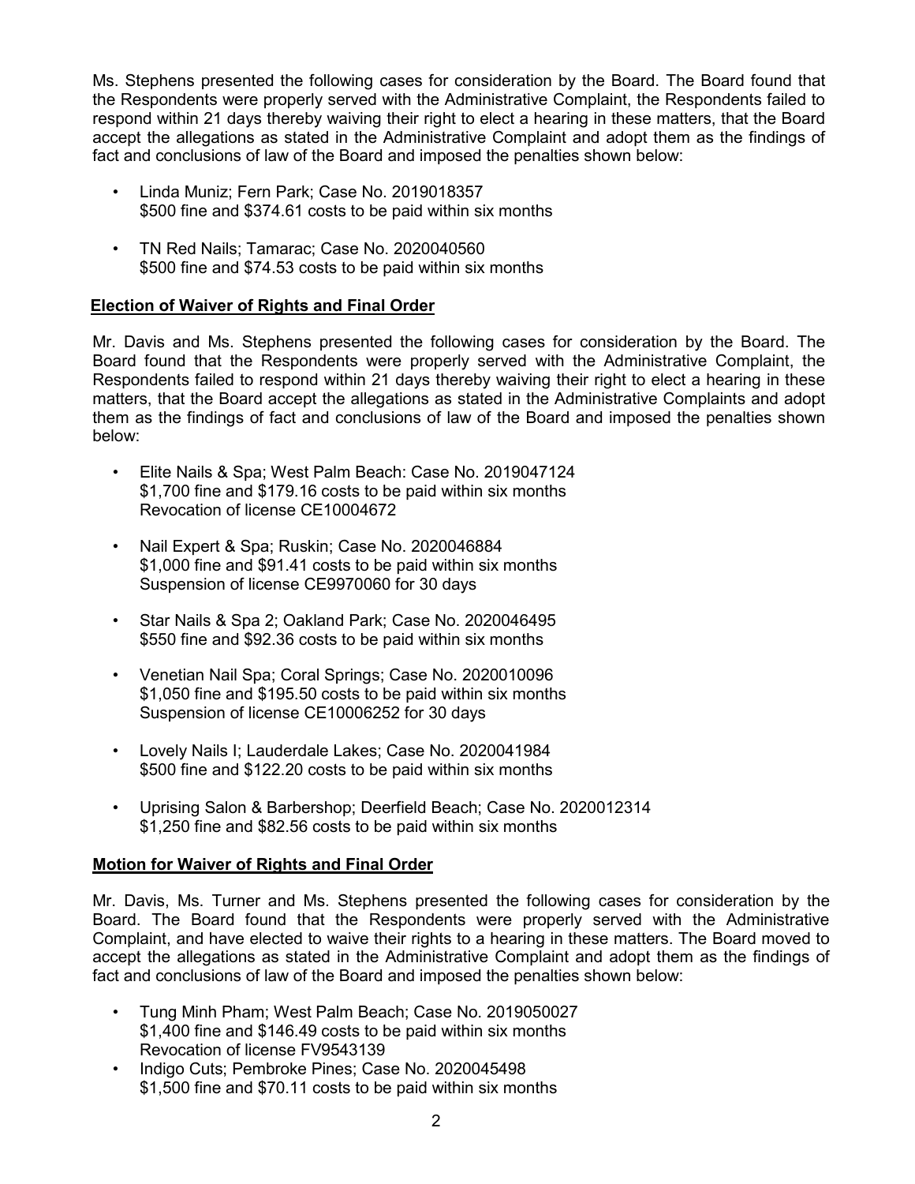Ms. Stephens presented the following cases for consideration by the Board. The Board found that the Respondents were properly served with the Administrative Complaint, the Respondents failed to respond within 21 days thereby waiving their right to elect a hearing in these matters, that the Board accept the allegations as stated in the Administrative Complaint and adopt them as the findings of fact and conclusions of law of the Board and imposed the penalties shown below:

- Linda Muniz; Fern Park; Case No. 2019018357
  $500 fine and $374.61 costs to be paid within six months
- TN Red Nails; Tamarac; Case No. 2020040560
  $500 fine and $74.53 costs to be paid within six months

**Election of Waiver of Rights and Final Order**

Mr. Davis and Ms. Stephens presented the following cases for consideration by the Board. The Board found that the Respondents were properly served with the Administrative Complaint, the Respondents failed to respond within 21 days thereby waiving their right to elect a hearing in these matters, that the Board accept the allegations as stated in the Administrative Complaints and adopt them as the findings of fact and conclusions of law of the Board and imposed the penalties shown below:

- Elite Nails & Spa; West Palm Beach: Case No. 2019047124
  $1,700 fine and $179.16 costs to be paid within six months
  Revocation of license CE10004672
- Nail Expert & Spa; Ruskin; Case No. 2020046884
  $1,000 fine and $91.41 costs to be paid within six months
  Suspension of license CE9970060 for 30 days
- Star Nails & Spa 2; Oakland Park; Case No. 2020046495
  $550 fine and $92.36 costs to be paid within six months
- Venetian Nail Spa; Coral Springs; Case No. 2020010096
  $1,050 fine and $195.50 costs to be paid within six months
  Suspension of license CE10006252 for 30 days
- Lovely Nails I; Lauderdale Lakes; Case No. 2020041984
  $500 fine and $122.20 costs to be paid within six months
- Uprising Salon & Barbershop; Deerfield Beach; Case No. 2020012314
  $1,250 fine and $82.56 costs to be paid within six months

**Motion for Waiver of Rights and Final Order**

Mr. Davis, Ms. Turner and Ms. Stephens presented the following cases for consideration by the Board. The Board found that the Respondents were properly served with the Administrative Complaint, and have elected to waive their rights to a hearing in these matters. The Board moved to accept the allegations as stated in the Administrative Complaint and adopt them as the findings of fact and conclusions of law of the Board and imposed the penalties shown below:

- Tung Minh Pham; West Palm Beach; Case No. 2019050027
  $1,400 fine and $146.49 costs to be paid within six months
  Revocation of license FV9543139
- Indigo Cuts; Pembroke Pines; Case No. 2020045498
  $1,500 fine and $70.11 costs to be paid within six months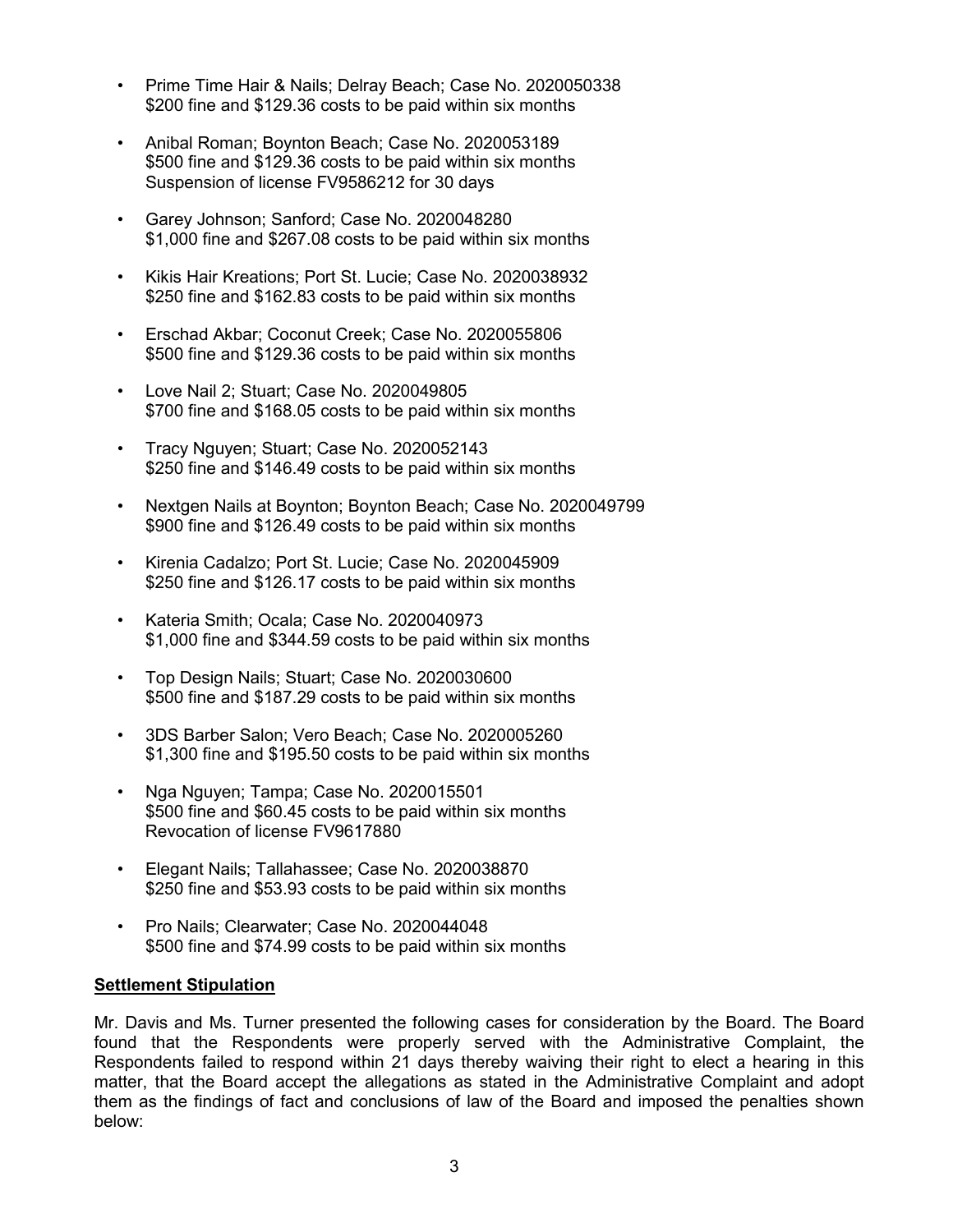- Prime Time Hair & Nails; Delray Beach; Case No. 2020050338
  $200 fine and $129.36 costs to be paid within six months

- Anibal Roman; Boynton Beach; Case No. 2020053189
  $500 fine and $129.36 costs to be paid within six months
  Suspension of license FV9586212 for 30 days

- Garey Johnson; Sanford; Case No. 2020048280
  $1,000 fine and $267.08 costs to be paid within six months

- Kikis Hair Kreations; Port St. Lucie; Case No. 2020038932
  $250 fine and $162.83 costs to be paid within six months

- Erschad Akbar; Coconut Creek; Case No. 2020055806
  $500 fine and $129.36 costs to be paid within six months

- Love Nail 2; Stuart; Case No. 2020049805
  $700 fine and $168.05 costs to be paid within six months

- Tracy Nguyen; Stuart; Case No. 2020052143
  $250 fine and $146.49 costs to be paid within six months

- Nextgen Nails at Boynton; Boynton Beach; Case No. 2020049799
  $900 fine and $126.49 costs to be paid within six months

- Kirenia Cadalzo; Port St. Lucie; Case No. 2020045909
  $250 fine and $126.17 costs to be paid within six months

- Kateria Smith; Ocala; Case No. 2020040973
  $1,000 fine and $344.59 costs to be paid within six months

- Top Design Nails; Stuart; Case No. 2020030600
  $500 fine and $187.29 costs to be paid within six months

- 3DS Barber Salon; Vero Beach; Case No. 2020005260
  $1,300 fine and $195.50 costs to be paid within six months

- Nga Nguyen; Tampa; Case No. 2020015501
  $500 fine and $60.45 costs to be paid within six months
  Revocation of license FV9617880

- Elegant Nails; Tallahassee; Case No. 2020038870
  $250 fine and $53.93 costs to be paid within six months

- Pro Nails; Clearwater; Case No. 2020044048
  $500 fine and $74.99 costs to be paid within six months

**Settlement Stipulation**

Mr. Davis and Ms. Turner presented the following cases for consideration by the Board. The Board found that the Respondents were properly served with the Administrative Complaint, the Respondents failed to respond within 21 days thereby waiving their right to elect a hearing in this matter, that the Board accept the allegations as stated in the Administrative Complaint and adopt them as the findings of fact and conclusions of law of the Board and imposed the penalties shown below: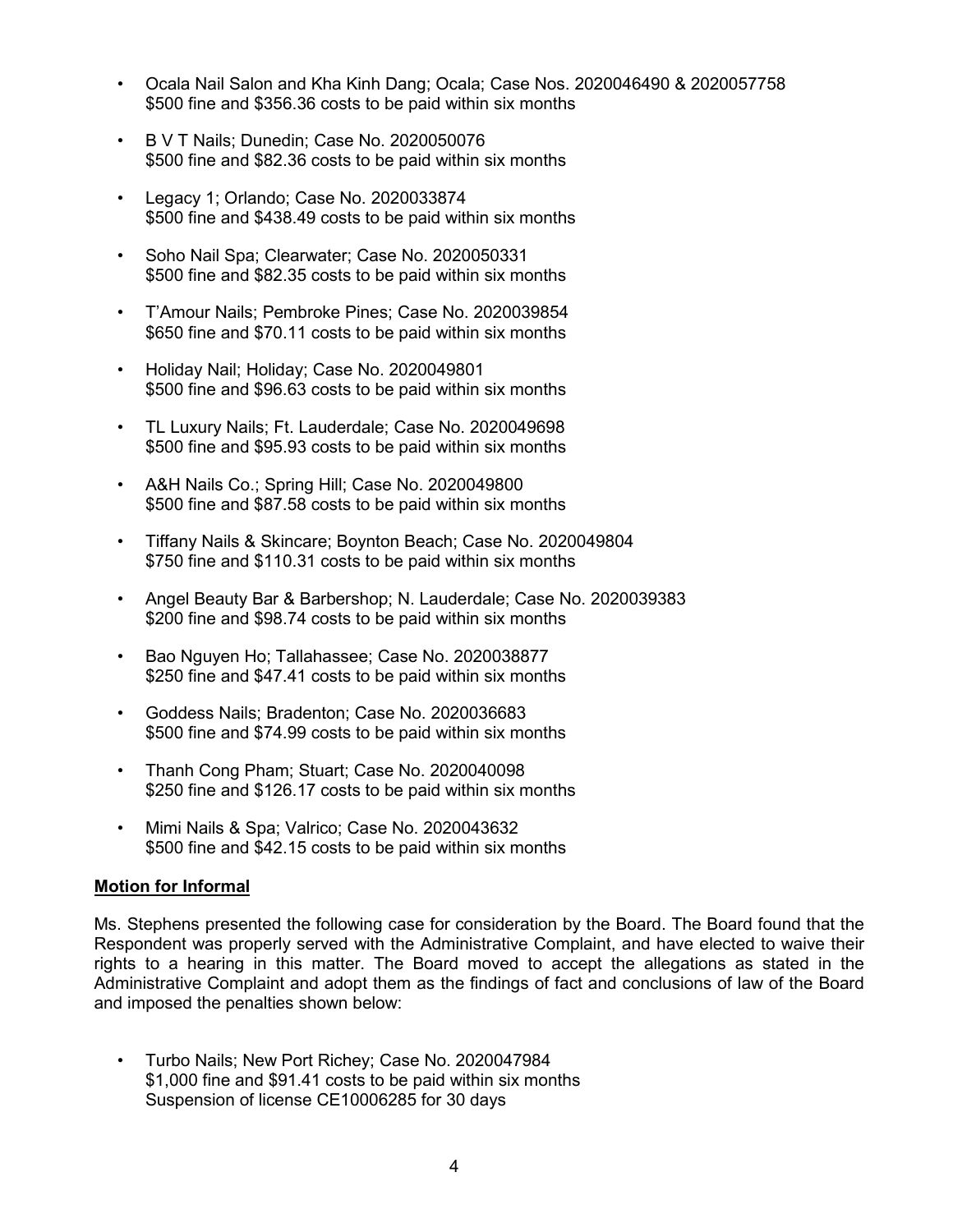- Ocala Nail Salon and Kha Kinh Dang; Ocala; Case Nos. 2020046490 & 2020057758
  $500 fine and $356.36 costs to be paid within six months

- B V T Nails; Dunedin; Case No. 2020050076
  $500 fine and $82.36 costs to be paid within six months

- Legacy 1; Orlando; Case No. 2020033874
  $500 fine and $438.49 costs to be paid within six months

- Soho Nail Spa; Clearwater; Case No. 2020050331
  $500 fine and $82.35 costs to be paid within six months

- T'Amour Nails; Pembroke Pines; Case No. 2020039854
  $650 fine and $70.11 costs to be paid within six months

- Holiday Nail; Holiday; Case No. 2020049801
  $500 fine and $96.63 costs to be paid within six months

- TL Luxury Nails; Ft. Lauderdale; Case No. 2020049698
  $500 fine and $95.93 costs to be paid within six months

- A&H Nails Co.; Spring Hill; Case No. 2020049800
  $500 fine and $87.58 costs to be paid within six months

- Tiffany Nails & Skincare; Boynton Beach; Case No. 2020049804
  $750 fine and $110.31 costs to be paid within six months

- Angel Beauty Bar & Barbershop; N. Lauderdale; Case No. 2020039383
  $200 fine and $98.74 costs to be paid within six months

- Bao Nguyen Ho; Tallahassee; Case No. 2020038877
  $250 fine and $47.41 costs to be paid within six months

- Goddess Nails; Bradenton; Case No. 2020036683
  $500 fine and $74.99 costs to be paid within six months

- Thanh Cong Pham; Stuart; Case No. 2020040098
  $250 fine and $126.17 costs to be paid within six months

- Mimi Nails & Spa; Valrico; Case No. 2020043632
  $500 fine and $42.15 costs to be paid within six months

**Motion for Informal**

Ms. Stephens presented the following case for consideration by the Board. The Board found that the Respondent was properly served with the Administrative Complaint, and have elected to waive their rights to a hearing in this matter. The Board moved to accept the allegations as stated in the Administrative Complaint and adopt them as the findings of fact and conclusions of law of the Board and imposed the penalties shown below:

- Turbo Nails; New Port Richey; Case No. 2020047984
  $1,000 fine and $91.41 costs to be paid within six months
  Suspension of license CE10006285 for 30 days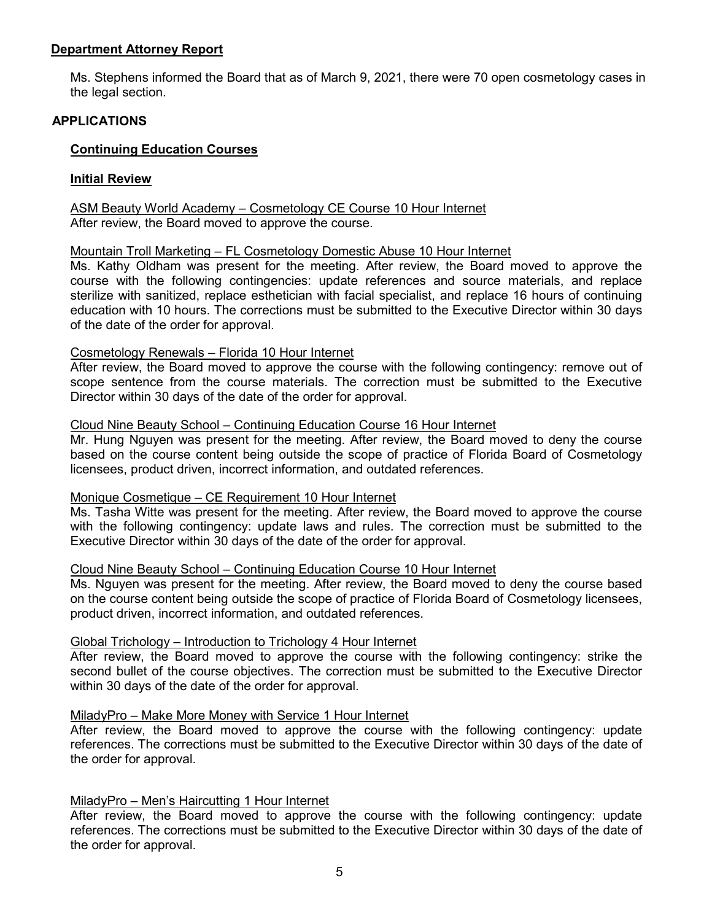## Department Attorney Report

Ms. Stephens informed the Board that as of March 9, 2021, there were 70 open cosmetology cases in the legal section.

## APPLICATIONS

### Continuing Education Courses

### Initial Review

ASM Beauty World Academy – Cosmetology CE Course 10 Hour Internet
After review, the Board moved to approve the course.

Mountain Troll Marketing – FL Cosmetology Domestic Abuse 10 Hour Internet
Ms. Kathy Oldham was present for the meeting. After review, the Board moved to approve the course with the following contingencies: update references and source materials, and replace sterilize with sanitized, replace esthetician with facial specialist, and replace 16 hours of continuing education with 10 hours. The corrections must be submitted to the Executive Director within 30 days of the date of the order for approval.

Cosmetology Renewals – Florida 10 Hour Internet
After review, the Board moved to approve the course with the following contingency: remove out of scope sentence from the course materials. The correction must be submitted to the Executive Director within 30 days of the date of the order for approval.

Cloud Nine Beauty School – Continuing Education Course 16 Hour Internet
Mr. Hung Nguyen was present for the meeting. After review, the Board moved to deny the course based on the course content being outside the scope of practice of Florida Board of Cosmetology licensees, product driven, incorrect information, and outdated references.

Monique Cosmetique – CE Requirement 10 Hour Internet
Ms. Tasha Witte was present for the meeting. After review, the Board moved to approve the course with the following contingency: update laws and rules. The correction must be submitted to the Executive Director within 30 days of the date of the order for approval.

Cloud Nine Beauty School – Continuing Education Course 10 Hour Internet
Ms. Nguyen was present for the meeting. After review, the Board moved to deny the course based on the course content being outside the scope of practice of Florida Board of Cosmetology licensees, product driven, incorrect information, and outdated references.

Global Trichology – Introduction to Trichology 4 Hour Internet
After review, the Board moved to approve the course with the following contingency: strike the second bullet of the course objectives. The correction must be submitted to the Executive Director within 30 days of the date of the order for approval.

MiladyPro – Make More Money with Service 1 Hour Internet
After review, the Board moved to approve the course with the following contingency: update references. The corrections must be submitted to the Executive Director within 30 days of the date of the order for approval.

MiladyPro – Men's Haircutting 1 Hour Internet
After review, the Board moved to approve the course with the following contingency: update references. The corrections must be submitted to the Executive Director within 30 days of the date of the order for approval.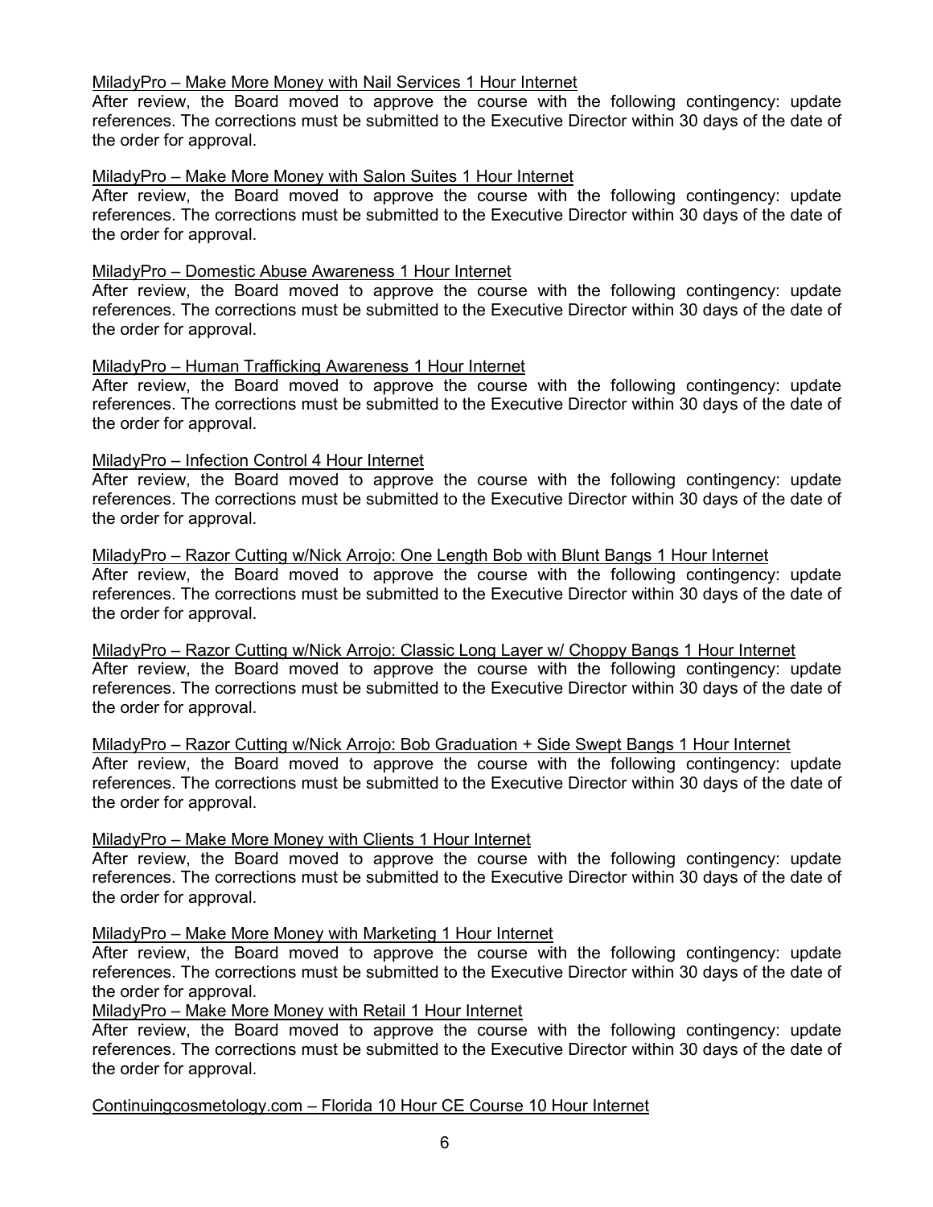<u>MiladyPro – Make More Money with Nail Services 1 Hour Internet</u>
After review, the Board moved to approve the course with the following contingency: update references. The corrections must be submitted to the Executive Director within 30 days of the date of the order for approval.

<u>MiladyPro – Make More Money with Salon Suites 1 Hour Internet</u>
After review, the Board moved to approve the course with the following contingency: update references. The corrections must be submitted to the Executive Director within 30 days of the date of the order for approval.

<u>MiladyPro – Domestic Abuse Awareness 1 Hour Internet</u>
After review, the Board moved to approve the course with the following contingency: update references. The corrections must be submitted to the Executive Director within 30 days of the date of the order for approval.

<u>MiladyPro – Human Trafficking Awareness 1 Hour Internet</u>
After review, the Board moved to approve the course with the following contingency: update references. The corrections must be submitted to the Executive Director within 30 days of the date of the order for approval.

<u>MiladyPro – Infection Control 4 Hour Internet</u>
After review, the Board moved to approve the course with the following contingency: update references. The corrections must be submitted to the Executive Director within 30 days of the date of the order for approval.

<u>MiladyPro – Razor Cutting w/Nick Arrojo: One Length Bob with Blunt Bangs 1 Hour Internet</u>
After review, the Board moved to approve the course with the following contingency: update references. The corrections must be submitted to the Executive Director within 30 days of the date of the order for approval.

<u>MiladyPro – Razor Cutting w/Nick Arrojo: Classic Long Layer w/ Choppy Bangs 1 Hour Internet</u>
After review, the Board moved to approve the course with the following contingency: update references. The corrections must be submitted to the Executive Director within 30 days of the date of the order for approval.

<u>MiladyPro – Razor Cutting w/Nick Arrojo: Bob Graduation + Side Swept Bangs 1 Hour Internet</u>
After review, the Board moved to approve the course with the following contingency: update references. The corrections must be submitted to the Executive Director within 30 days of the date of the order for approval.

<u>MiladyPro – Make More Money with Clients 1 Hour Internet</u>
After review, the Board moved to approve the course with the following contingency: update references. The corrections must be submitted to the Executive Director within 30 days of the date of the order for approval.

<u>MiladyPro – Make More Money with Marketing 1 Hour Internet</u>
After review, the Board moved to approve the course with the following contingency: update references. The corrections must be submitted to the Executive Director within 30 days of the date of the order for approval.

<u>MiladyPro – Make More Money with Retail 1 Hour Internet</u>
After review, the Board moved to approve the course with the following contingency: update references. The corrections must be submitted to the Executive Director within 30 days of the date of the order for approval.

<u>Continuingcosmetology.com – Florida 10 Hour CE Course 10 Hour Internet</u>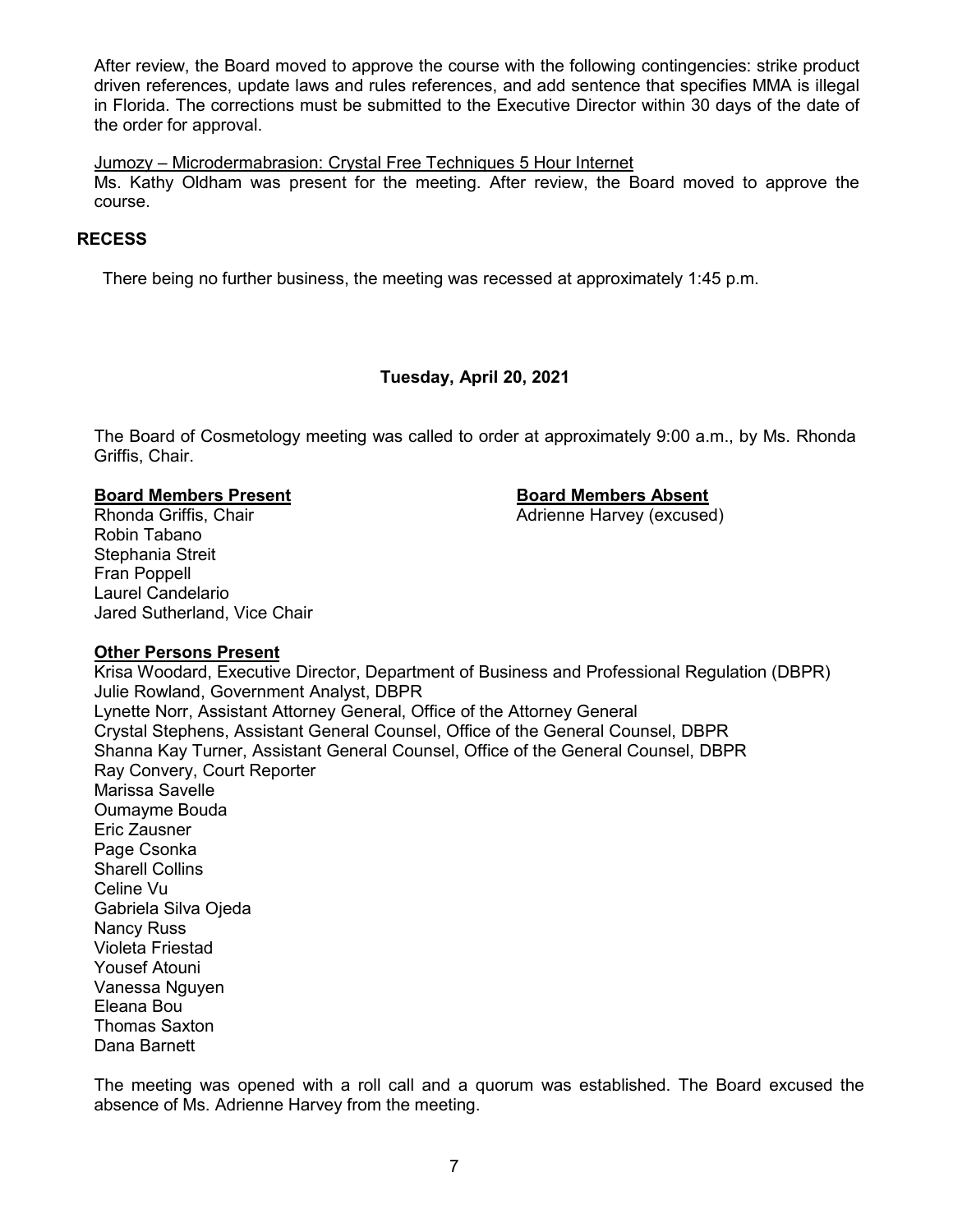After review, the Board moved to approve the course with the following contingencies: strike product driven references, update laws and rules references, and add sentence that specifies MMA is illegal in Florida. The corrections must be submitted to the Executive Director within 30 days of the date of the order for approval.

Jumozy – Microdermabrasion: Crystal Free Techniques 5 Hour Internet

Ms. Kathy Oldham was present for the meeting. After review, the Board moved to approve the course.

## RECESS

There being no further business, the meeting was recessed at approximately 1:45 p.m.

### Tuesday, April 20, 2021

The Board of Cosmetology meeting was called to order at approximately 9:00 a.m., by Ms. Rhonda Griffis, Chair.

**Board Members Present**

Rhonda Griffis, Chair
Robin Tabano
Stephania Streit
Fran Poppell
Laurel Candelario
Jared Sutherland, Vice Chair

**Board Members Absent**

Adrienne Harvey (excused)

**Other Persons Present**

Krisa Woodard, Executive Director, Department of Business and Professional Regulation (DBPR)
Julie Rowland, Government Analyst, DBPR
Lynette Norr, Assistant Attorney General, Office of the Attorney General
Crystal Stephens, Assistant General Counsel, Office of the General Counsel, DBPR
Shanna Kay Turner, Assistant General Counsel, Office of the General Counsel, DBPR
Ray Convery, Court Reporter
Marissa Savelle
Oumayme Bouda
Eric Zausner
Page Csonka
Sharell Collins
Celine Vu
Gabriela Silva Ojeda
Nancy Russ
Violeta Friestad
Yousef Atouni
Vanessa Nguyen
Eleana Bou
Thomas Saxton
Dana Barnett

The meeting was opened with a roll call and a quorum was established. The Board excused the absence of Ms. Adrienne Harvey from the meeting.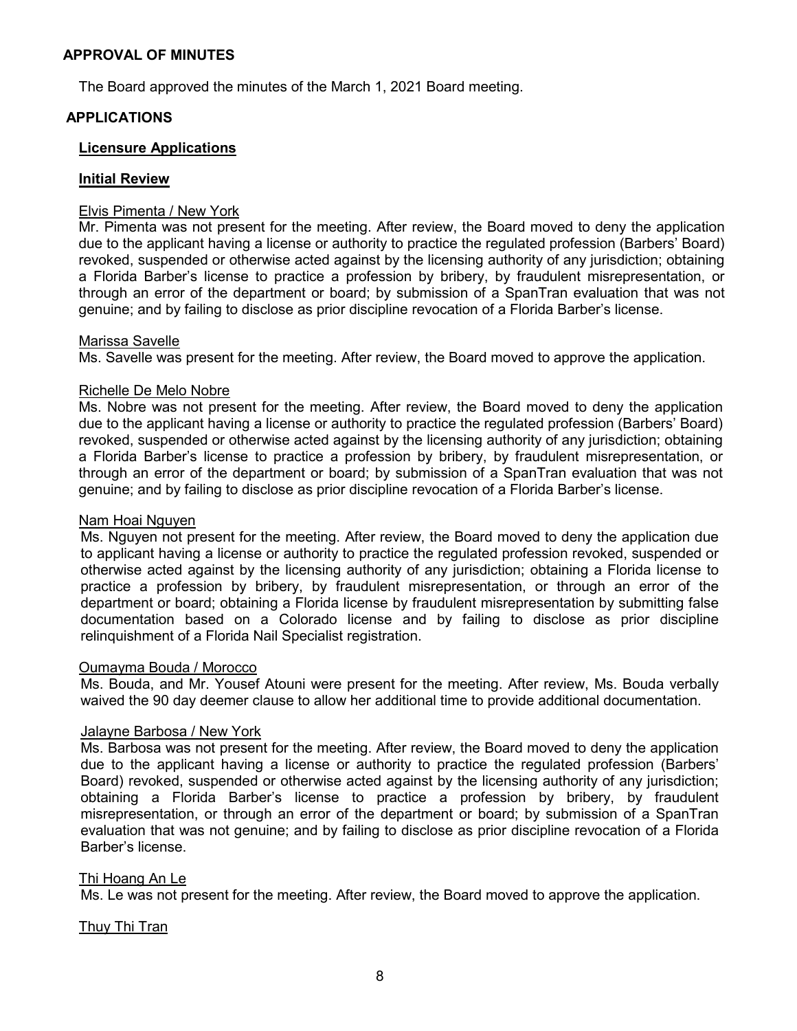## APPROVAL OF MINUTES

The Board approved the minutes of the March 1, 2021 Board meeting.

## APPLICATIONS

### Licensure Applications

### Initial Review

Elvis Pimenta / New York

Mr. Pimenta was not present for the meeting. After review, the Board moved to deny the application due to the applicant having a license or authority to practice the regulated profession (Barbers' Board) revoked, suspended or otherwise acted against by the licensing authority of any jurisdiction; obtaining a Florida Barber's license to practice a profession by bribery, by fraudulent misrepresentation, or through an error of the department or board; by submission of a SpanTran evaluation that was not genuine; and by failing to disclose as prior discipline revocation of a Florida Barber's license.

Marissa Savelle

Ms. Savelle was present for the meeting. After review, the Board moved to approve the application.

Richelle De Melo Nobre

Ms. Nobre was not present for the meeting. After review, the Board moved to deny the application due to the applicant having a license or authority to practice the regulated profession (Barbers' Board) revoked, suspended or otherwise acted against by the licensing authority of any jurisdiction; obtaining a Florida Barber's license to practice a profession by bribery, by fraudulent misrepresentation, or through an error of the department or board; by submission of a SpanTran evaluation that was not genuine; and by failing to disclose as prior discipline revocation of a Florida Barber's license.

Nam Hoai Nguyen

Ms. Nguyen not present for the meeting. After review, the Board moved to deny the application due to applicant having a license or authority to practice the regulated profession revoked, suspended or otherwise acted against by the licensing authority of any jurisdiction; obtaining a Florida license to practice a profession by bribery, by fraudulent misrepresentation, or through an error of the department or board; obtaining a Florida license by fraudulent misrepresentation by submitting false documentation based on a Colorado license and by failing to disclose as prior discipline relinquishment of a Florida Nail Specialist registration.

Oumayma Bouda / Morocco

Ms. Bouda, and Mr. Yousef Atouni were present for the meeting. After review, Ms. Bouda verbally waived the 90 day deemer clause to allow her additional time to provide additional documentation.

Jalayne Barbosa / New York

Ms. Barbosa was not present for the meeting. After review, the Board moved to deny the application due to the applicant having a license or authority to practice the regulated profession (Barbers' Board) revoked, suspended or otherwise acted against by the licensing authority of any jurisdiction; obtaining a Florida Barber's license to practice a profession by bribery, by fraudulent misrepresentation, or through an error of the department or board; by submission of a SpanTran evaluation that was not genuine; and by failing to disclose as prior discipline revocation of a Florida Barber's license.

Thi Hoang An Le

Ms. Le was not present for the meeting. After review, the Board moved to approve the application.

Thuy Thi Tran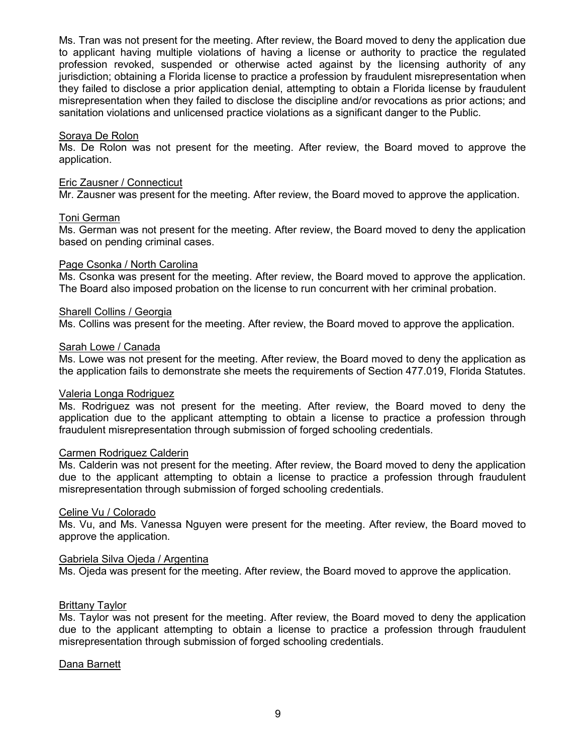Ms. Tran was not present for the meeting. After review, the Board moved to deny the application due to applicant having multiple violations of having a license or authority to practice the regulated profession revoked, suspended or otherwise acted against by the licensing authority of any jurisdiction; obtaining a Florida license to practice a profession by fraudulent misrepresentation when they failed to disclose a prior application denial, attempting to obtain a Florida license by fraudulent misrepresentation when they failed to disclose the discipline and/or revocations as prior actions; and sanitation violations and unlicensed practice violations as a significant danger to the Public.

Soraya De Rolon

Ms. De Rolon was not present for the meeting. After review, the Board moved to approve the application.

Eric Zausner / Connecticut

Mr. Zausner was present for the meeting. After review, the Board moved to approve the application.

Toni German

Ms. German was not present for the meeting. After review, the Board moved to deny the application based on pending criminal cases.

Page Csonka / North Carolina

Ms. Csonka was present for the meeting. After review, the Board moved to approve the application. The Board also imposed probation on the license to run concurrent with her criminal probation.

Sharell Collins / Georgia

Ms. Collins was present for the meeting. After review, the Board moved to approve the application.

Sarah Lowe / Canada

Ms. Lowe was not present for the meeting. After review, the Board moved to deny the application as the application fails to demonstrate she meets the requirements of Section 477.019, Florida Statutes.

Valeria Longa Rodriguez

Ms. Rodriguez was not present for the meeting. After review, the Board moved to deny the application due to the applicant attempting to obtain a license to practice a profession through fraudulent misrepresentation through submission of forged schooling credentials.

Carmen Rodriguez Calderin

Ms. Calderin was not present for the meeting. After review, the Board moved to deny the application due to the applicant attempting to obtain a license to practice a profession through fraudulent misrepresentation through submission of forged schooling credentials.

Celine Vu / Colorado

Ms. Vu, and Ms. Vanessa Nguyen were present for the meeting. After review, the Board moved to approve the application.

Gabriela Silva Ojeda / Argentina

Ms. Ojeda was present for the meeting. After review, the Board moved to approve the application.

Brittany Taylor

Ms. Taylor was not present for the meeting. After review, the Board moved to deny the application due to the applicant attempting to obtain a license to practice a profession through fraudulent misrepresentation through submission of forged schooling credentials.

Dana Barnett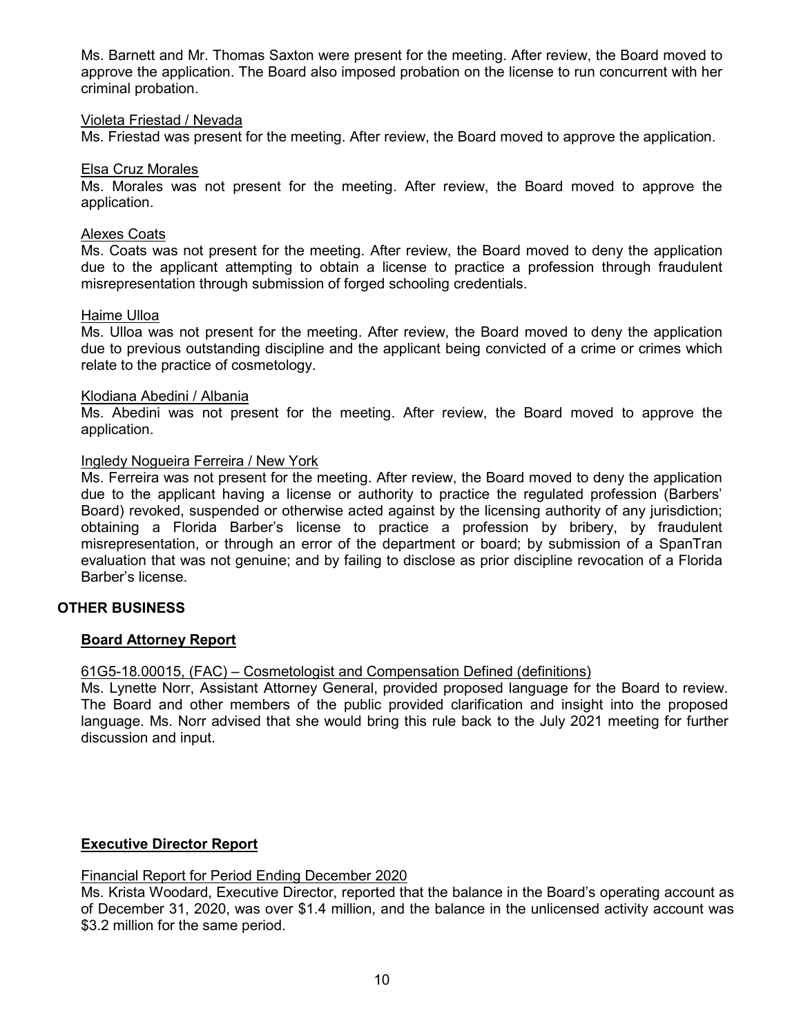Ms. Barnett and Mr. Thomas Saxton were present for the meeting. After review, the Board moved to approve the application. The Board also imposed probation on the license to run concurrent with her criminal probation.

Violeta Friestad / Nevada

Ms. Friestad was present for the meeting. After review, the Board moved to approve the application.

Elsa Cruz Morales

Ms. Morales was not present for the meeting. After review, the Board moved to approve the application.

Alexes Coats

Ms. Coats was not present for the meeting. After review, the Board moved to deny the application due to the applicant attempting to obtain a license to practice a profession through fraudulent misrepresentation through submission of forged schooling credentials.

Haime Ulloa

Ms. Ulloa was not present for the meeting. After review, the Board moved to deny the application due to previous outstanding discipline and the applicant being convicted of a crime or crimes which relate to the practice of cosmetology.

Klodiana Abedini / Albania

Ms. Abedini was not present for the meeting. After review, the Board moved to approve the application.

Ingledy Nogueira Ferreira / New York

Ms. Ferreira was not present for the meeting. After review, the Board moved to deny the application due to the applicant having a license or authority to practice the regulated profession (Barbers' Board) revoked, suspended or otherwise acted against by the licensing authority of any jurisdiction; obtaining a Florida Barber's license to practice a profession by bribery, by fraudulent misrepresentation, or through an error of the department or board; by submission of a SpanTran evaluation that was not genuine; and by failing to disclose as prior discipline revocation of a Florida Barber's license.

## OTHER BUSINESS

### Board Attorney Report

61G5-18.00015, (FAC) – Cosmetologist and Compensation Defined (definitions)

Ms. Lynette Norr, Assistant Attorney General, provided proposed language for the Board to review. The Board and other members of the public provided clarification and insight into the proposed language. Ms. Norr advised that she would bring this rule back to the July 2021 meeting for further discussion and input.

### Executive Director Report

Financial Report for Period Ending December 2020

Ms. Krista Woodard, Executive Director, reported that the balance in the Board's operating account as of December 31, 2020, was over $1.4 million, and the balance in the unlicensed activity account was $3.2 million for the same period.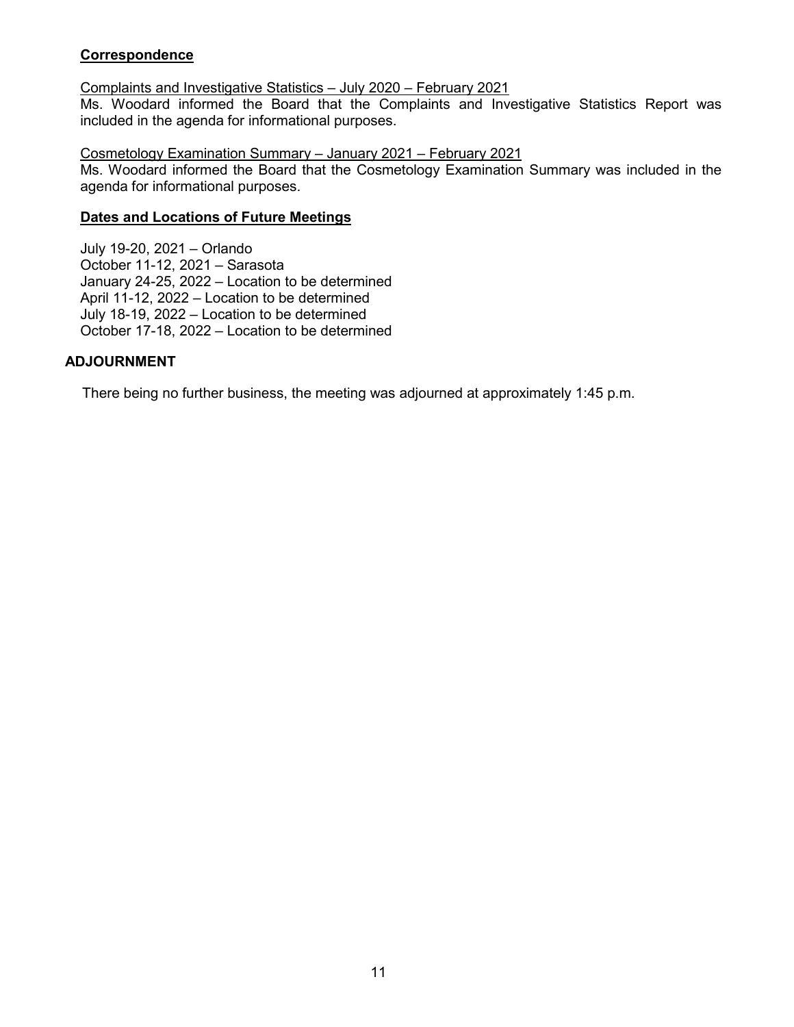**Correspondence**

Complaints and Investigative Statistics – July 2020 – February 2021
Ms. Woodard informed the Board that the Complaints and Investigative Statistics Report was included in the agenda for informational purposes.

Cosmetology Examination Summary – January 2021 – February 2021
Ms. Woodard informed the Board that the Cosmetology Examination Summary was included in the agenda for informational purposes.

**Dates and Locations of Future Meetings**

July 19-20, 2021 – Orlando
October 11-12, 2021 – Sarasota
January 24-25, 2022 – Location to be determined
April 11-12, 2022 – Location to be determined
July 18-19, 2022 – Location to be determined
October 17-18, 2022 – Location to be determined

## ADJOURNMENT

There being no further business, the meeting was adjourned at approximately 1:45 p.m.